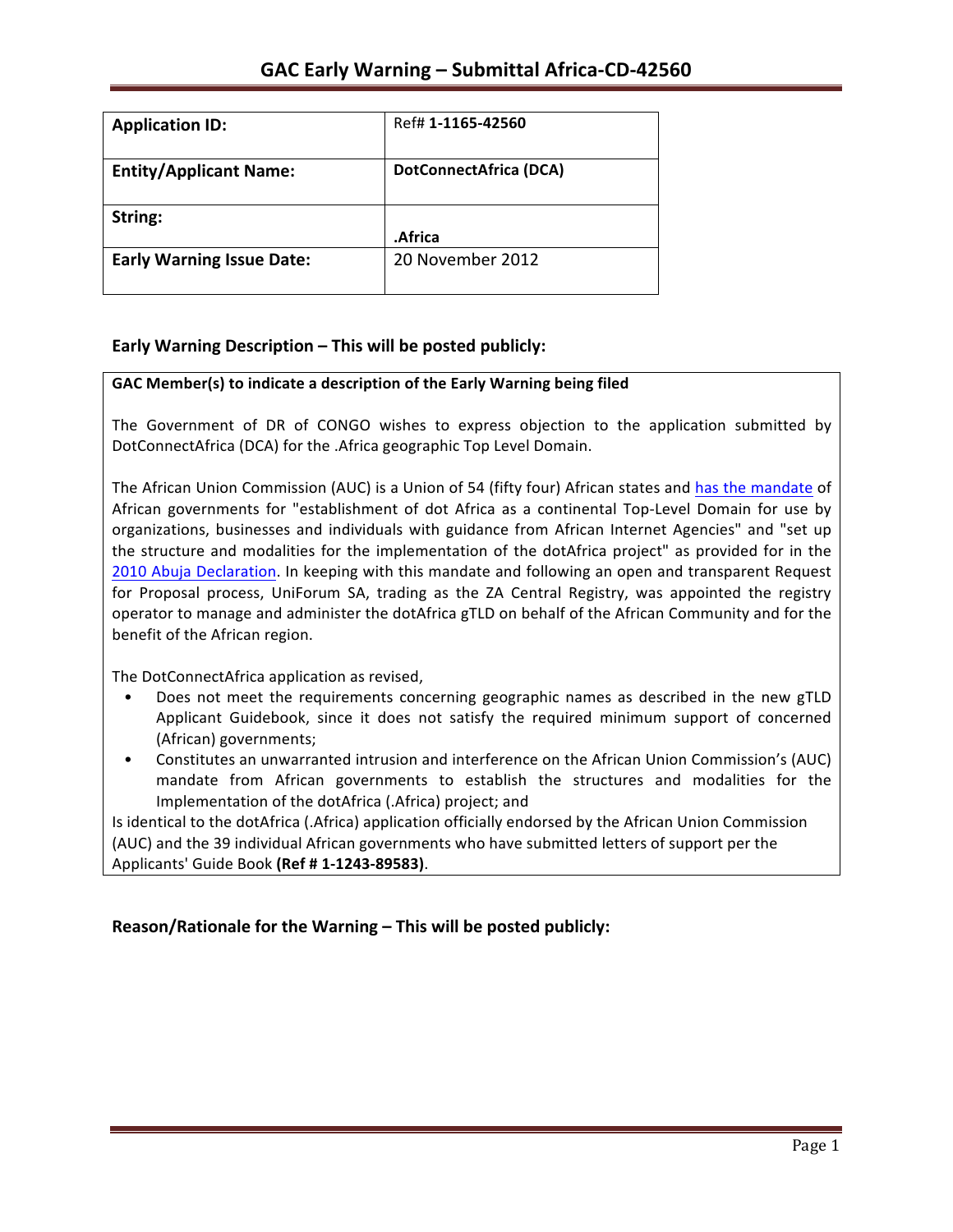# GAC Early Warning – Submittal Africa-CD-42560

| Application ID: | Ref# **1-1165-42560** |
|---|---|
| **Entity/Applicant Name:** | **DotConnectAfrica (DCA)** |
| **String:** | **.Africa** |
| **Early Warning Issue Date:** | 20 November 2012 |

## Early Warning Description – This will be posted publicly:

**GAC Member(s) to indicate a description of the Early Warning being filed**

The Government of DR of CONGO wishes to express objection to the application submitted by DotConnectAfrica (DCA) for the .Africa geographic Top Level Domain.

The African Union Commission (AUC) is a Union of 54 (fifty four) African states and has the mandate of African governments for "establishment of dot Africa as a continental Top-Level Domain for use by organizations, businesses and individuals with guidance from African Internet Agencies" and "set up the structure and modalities for the implementation of the dotAfrica project" as provided for in the 2010 Abuja Declaration. In keeping with this mandate and following an open and transparent Request for Proposal process, UniForum SA, trading as the ZA Central Registry, was appointed the registry operator to manage and administer the dotAfrica gTLD on behalf of the African Community and for the benefit of the African region.

The DotConnectAfrica application as revised,

- Does not meet the requirements concerning geographic names as described in the new gTLD Applicant Guidebook, since it does not satisfy the required minimum support of concerned (African) governments;
- Constitutes an unwarranted intrusion and interference on the African Union Commission's (AUC) mandate from African governments to establish the structures and modalities for the Implementation of the dotAfrica (.Africa) project; and

Is identical to the dotAfrica (.Africa) application officially endorsed by the African Union Commission (AUC) and the 39 individual African governments who have submitted letters of support per the Applicants' Guide Book **(Ref # 1-1243-89583)**.

## Reason/Rationale for the Warning – This will be posted publicly: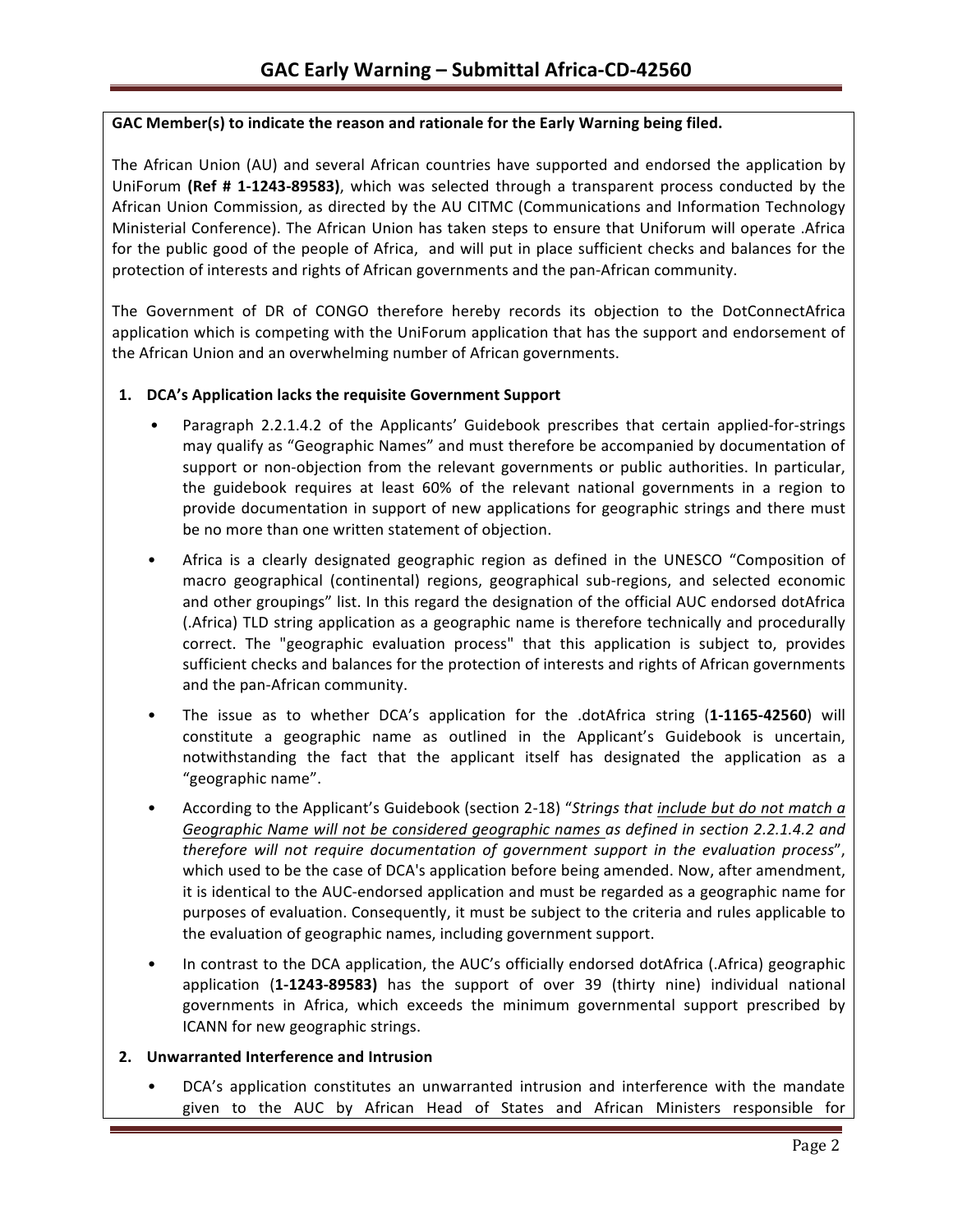**GAC Member(s) to indicate the reason and rationale for the Early Warning being filed.**

The African Union (AU) and several African countries have supported and endorsed the application by UniForum **(Ref # 1-1243-89583)**, which was selected through a transparent process conducted by the African Union Commission, as directed by the AU CITMC (Communications and Information Technology Ministerial Conference). The African Union has taken steps to ensure that Uniforum will operate .Africa for the public good of the people of Africa, and will put in place sufficient checks and balances for the protection of interests and rights of African governments and the pan-African community.

The Government of DR of CONGO therefore hereby records its objection to the DotConnectAfrica application which is competing with the UniForum application that has the support and endorsement of the African Union and an overwhelming number of African governments.

**1. DCA's Application lacks the requisite Government Support**

- Paragraph 2.2.1.4.2 of the Applicants' Guidebook prescribes that certain applied-for-strings may qualify as "Geographic Names" and must therefore be accompanied by documentation of support or non-objection from the relevant governments or public authorities. In particular, the guidebook requires at least 60% of the relevant national governments in a region to provide documentation in support of new applications for geographic strings and there must be no more than one written statement of objection.
- Africa is a clearly designated geographic region as defined in the UNESCO "Composition of macro geographical (continental) regions, geographical sub-regions, and selected economic and other groupings" list. In this regard the designation of the official AUC endorsed dotAfrica (.Africa) TLD string application as a geographic name is therefore technically and procedurally correct. The "geographic evaluation process" that this application is subject to, provides sufficient checks and balances for the protection of interests and rights of African governments and the pan-African community.
- The issue as to whether DCA's application for the .dotAfrica string (**1-1165-42560**) will constitute a geographic name as outlined in the Applicant's Guidebook is uncertain, notwithstanding the fact that the applicant itself has designated the application as a "geographic name".
- According to the Applicant's Guidebook (section 2-18) "*Strings that include but do not match a Geographic Name will not be considered geographic names as defined in section 2.2.1.4.2 and therefore will not require documentation of government support in the evaluation process*", which used to be the case of DCA's application before being amended. Now, after amendment, it is identical to the AUC-endorsed application and must be regarded as a geographic name for purposes of evaluation. Consequently, it must be subject to the criteria and rules applicable to the evaluation of geographic names, including government support.
- In contrast to the DCA application, the AUC's officially endorsed dotAfrica (.Africa) geographic application (**1-1243-89583)** has the support of over 39 (thirty nine) individual national governments in Africa, which exceeds the minimum governmental support prescribed by ICANN for new geographic strings.

**2. Unwarranted Interference and Intrusion**

- DCA's application constitutes an unwarranted intrusion and interference with the mandate given to the AUC by African Head of States and African Ministers responsible for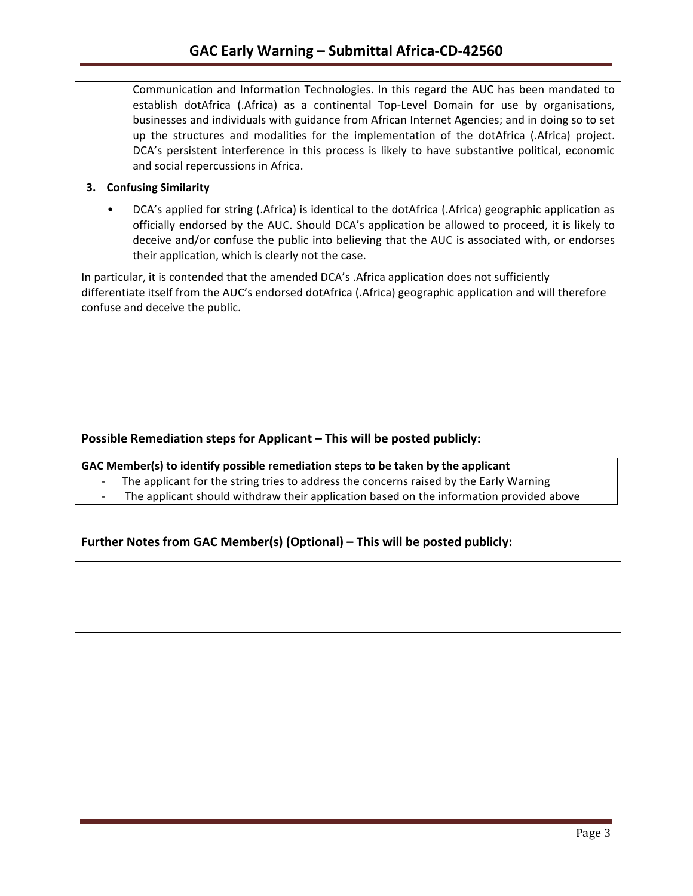Communication and Information Technologies. In this regard the AUC has been mandated to establish dotAfrica (.Africa) as a continental Top-Level Domain for use by organisations, businesses and individuals with guidance from African Internet Agencies; and in doing so to set up the structures and modalities for the implementation of the dotAfrica (.Africa) project. DCA's persistent interference in this process is likely to have substantive political, economic and social repercussions in Africa.

**3. Confusing Similarity**

- DCA's applied for string (.Africa) is identical to the dotAfrica (.Africa) geographic application as officially endorsed by the AUC. Should DCA's application be allowed to proceed, it is likely to deceive and/or confuse the public into believing that the AUC is associated with, or endorses their application, which is clearly not the case.

In particular, it is contended that the amended DCA's .Africa application does not sufficiently differentiate itself from the AUC's endorsed dotAfrica (.Africa) geographic application and will therefore confuse and deceive the public.

## Possible Remediation steps for Applicant – This will be posted publicly:

**GAC Member(s) to identify possible remediation steps to be taken by the applicant**

- The applicant for the string tries to address the concerns raised by the Early Warning
- The applicant should withdraw their application based on the information provided above

## Further Notes from GAC Member(s) (Optional) – This will be posted publicly: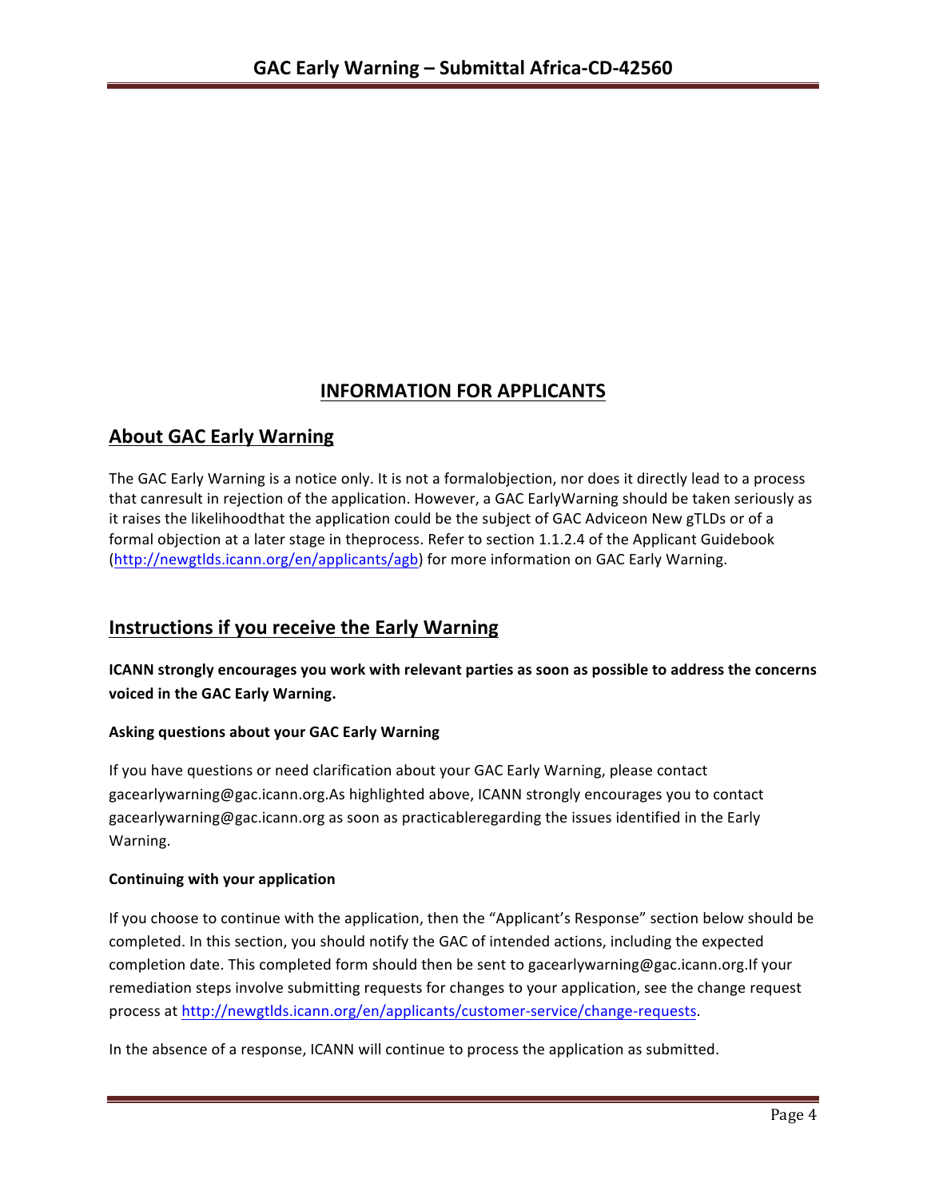## INFORMATION FOR APPLICANTS

## About GAC Early Warning

The GAC Early Warning is a notice only. It is not a formalobjection, nor does it directly lead to a process that canresult in rejection of the application. However, a GAC EarlyWarning should be taken seriously as it raises the likelihoodthat the application could be the subject of GAC Adviceon New gTLDs or of a formal objection at a later stage in theprocess. Refer to section 1.1.2.4 of the Applicant Guidebook (http://newgtlds.icann.org/en/applicants/agb) for more information on GAC Early Warning.

## Instructions if you receive the Early Warning

**ICANN strongly encourages you work with relevant parties as soon as possible to address the concerns voiced in the GAC Early Warning.**

### Asking questions about your GAC Early Warning

If you have questions or need clarification about your GAC Early Warning, please contact gacearlywarning@gac.icann.org.As highlighted above, ICANN strongly encourages you to contact gacearlywarning@gac.icann.org as soon as practicableregarding the issues identified in the Early Warning.

### Continuing with your application

If you choose to continue with the application, then the "Applicant's Response" section below should be completed. In this section, you should notify the GAC of intended actions, including the expected completion date. This completed form should then be sent to gacearlywarning@gac.icann.org.If your remediation steps involve submitting requests for changes to your application, see the change request process at http://newgtlds.icann.org/en/applicants/customer-service/change-requests.

In the absence of a response, ICANN will continue to process the application as submitted.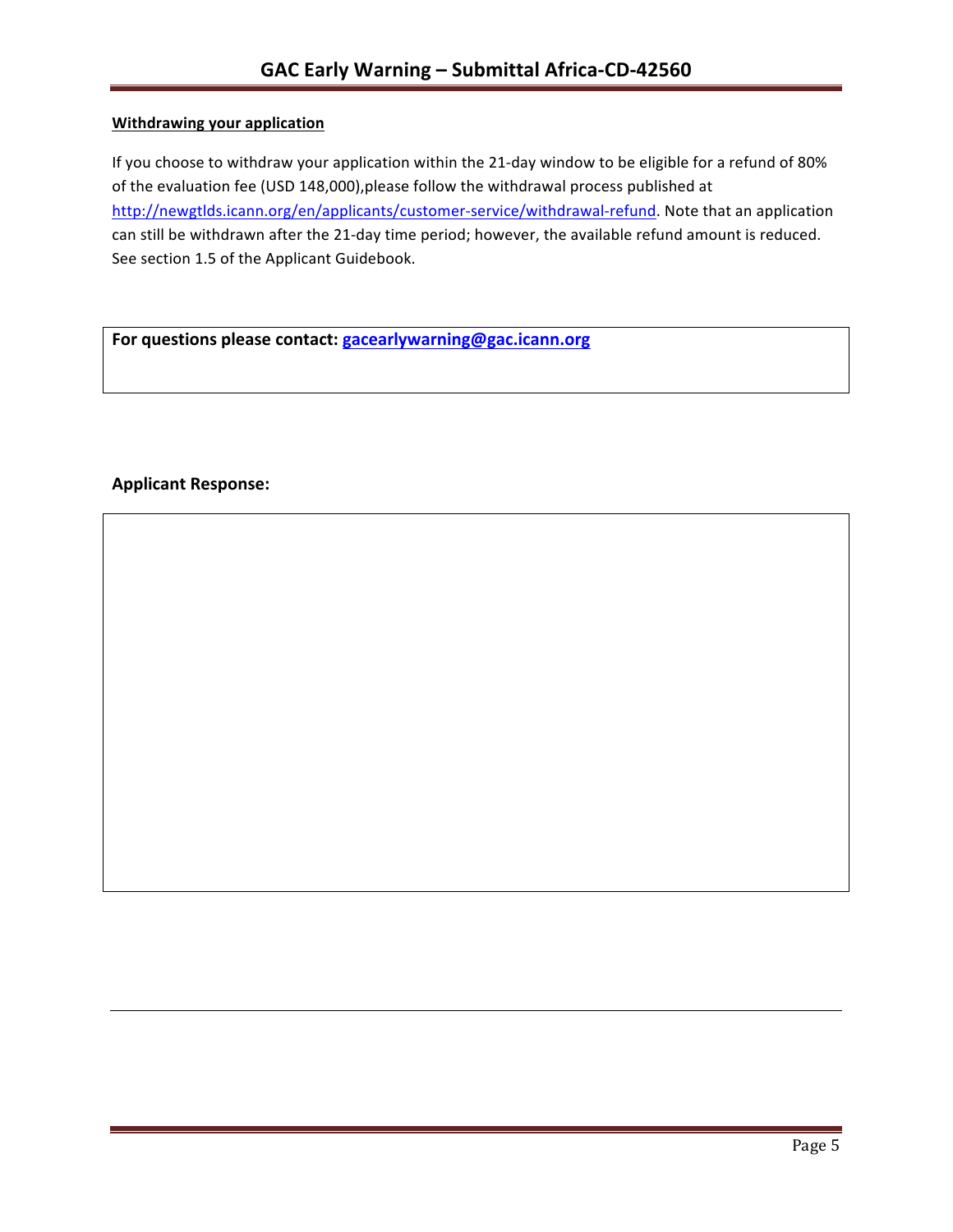**Withdrawing your application**

If you choose to withdraw your application within the 21-day window to be eligible for a refund of 80% of the evaluation fee (USD 148,000),please follow the withdrawal process published at http://newgtlds.icann.org/en/applicants/customer-service/withdrawal-refund. Note that an application can still be withdrawn after the 21-day time period; however, the available refund amount is reduced. See section 1.5 of the Applicant Guidebook.

**For questions please contact: gacearlywarning@gac.icann.org**

**Applicant Response:**